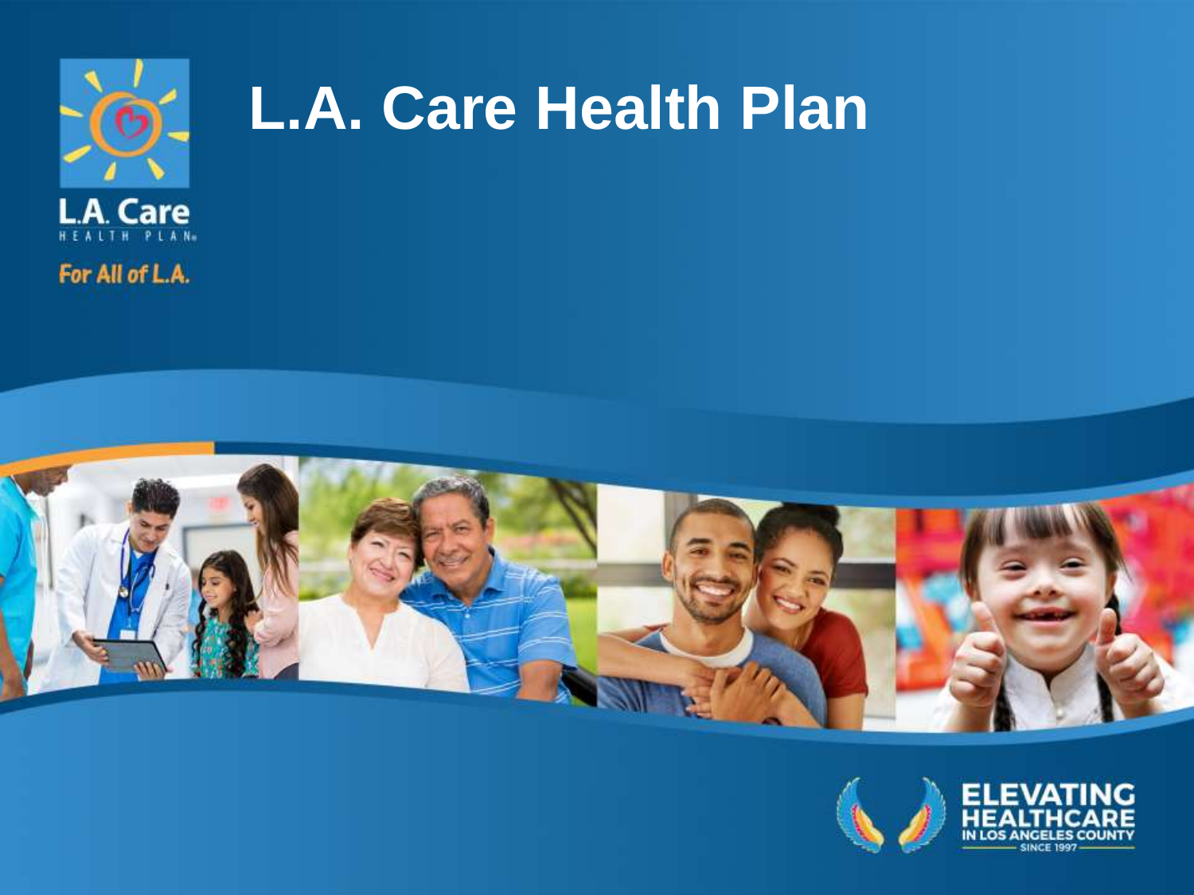# L.A. Care Health Plan

L.A. Care HEALTH PLAN

For All of L.A.

ELEVATING HEALTHCARE IN LOS ANGELES COUNTY SINCE 1997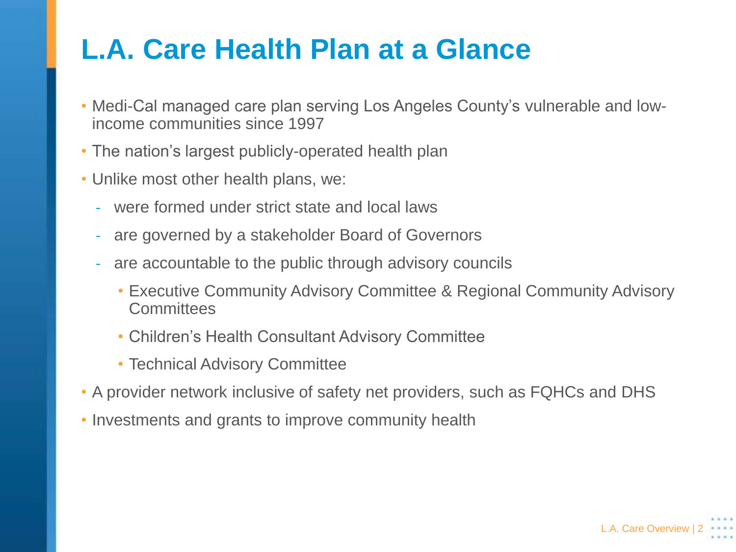# L.A. Care Health Plan at a Glance

- Medi-Cal managed care plan serving Los Angeles County's vulnerable and low-income communities since 1997
- The nation's largest publicly-operated health plan
- Unlike most other health plans, we:
  - were formed under strict state and local laws
  - are governed by a stakeholder Board of Governors
  - are accountable to the public through advisory councils
    - Executive Community Advisory Committee & Regional Community Advisory Committees
    - Children's Health Consultant Advisory Committee
    - Technical Advisory Committee
- A provider network inclusive of safety net providers, such as FQHCs and DHS
- Investments and grants to improve community health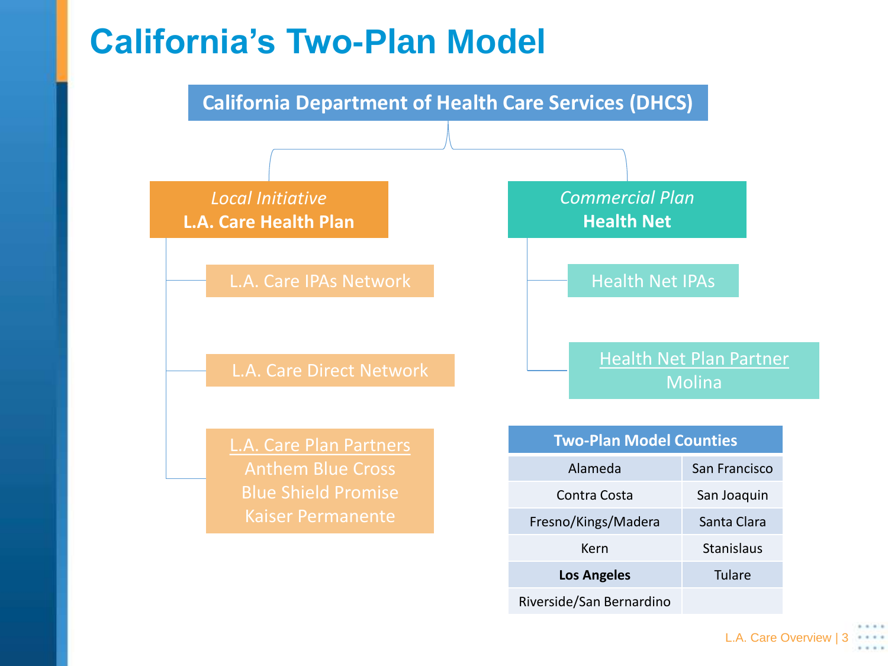# California's Two-Plan Model

**California Department of Health Care Services (DHCS)**

*Local Initiative*
**L.A. Care Health Plan**

- L.A. Care IPAs Network
- L.A. Care Direct Network
- L.A. Care Plan Partners
  - Anthem Blue Cross
  - Blue Shield Promise
  - Kaiser Permanente

*Commercial Plan*
**Health Net**

- Health Net IPAs
- Health Net Plan Partner
  - Molina

| Two-Plan Model Counties | |
|---|---|
| Alameda | San Francisco |
| Contra Costa | San Joaquin |
| Fresno/Kings/Madera | Santa Clara |
| Kern | Stanislaus |
| **Los Angeles** | Tulare |
| Riverside/San Bernardino | |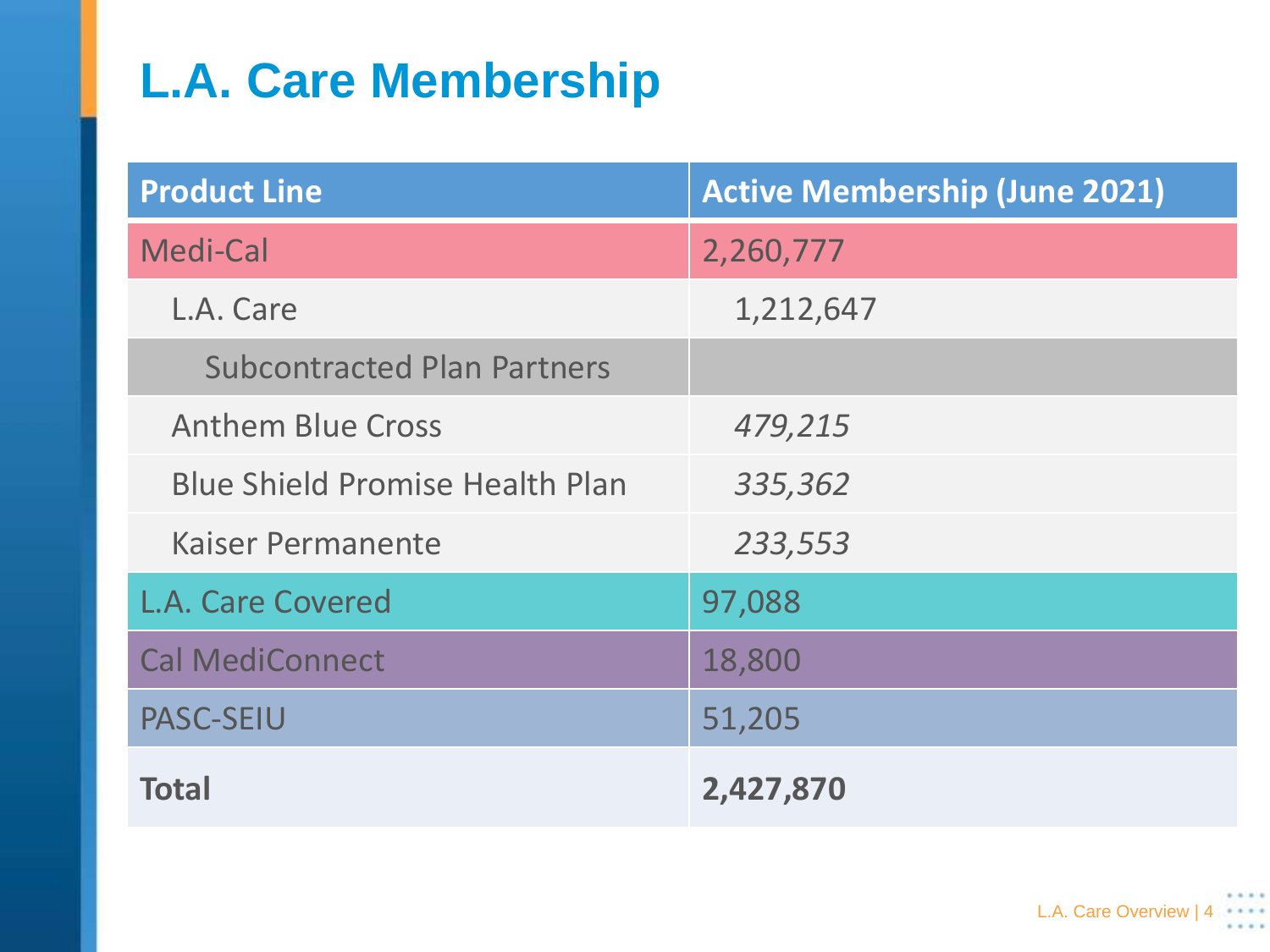# L.A. Care Membership

| Product Line | Active Membership (June 2021) |
|---|---|
| Medi-Cal | 2,260,777 |
| L.A. Care | 1,212,647 |
| Subcontracted Plan Partners | |
| Anthem Blue Cross | *479,215* |
| Blue Shield Promise Health Plan | *335,362* |
| Kaiser Permanente | *233,553* |
| L.A. Care Covered | 97,088 |
| Cal MediConnect | 18,800 |
| PASC-SEIU | 51,205 |
| **Total** | **2,427,870** |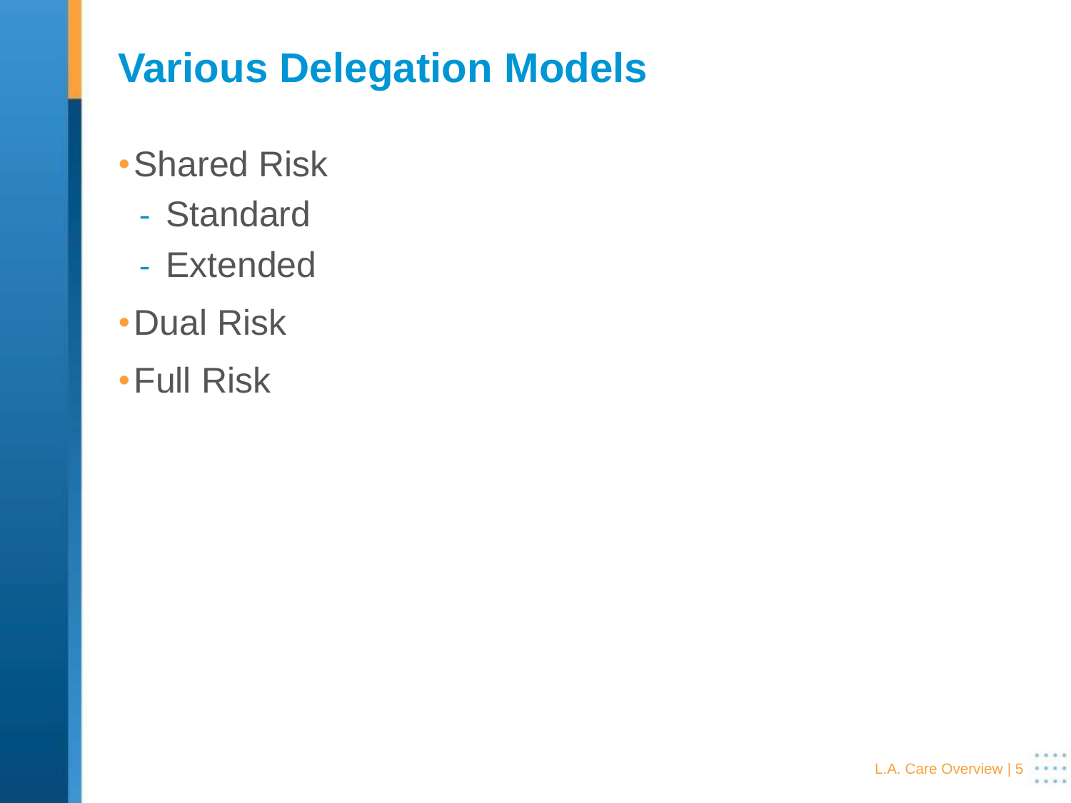# Various Delegation Models

- Shared Risk
  - Standard
  - Extended
- Dual Risk
- Full Risk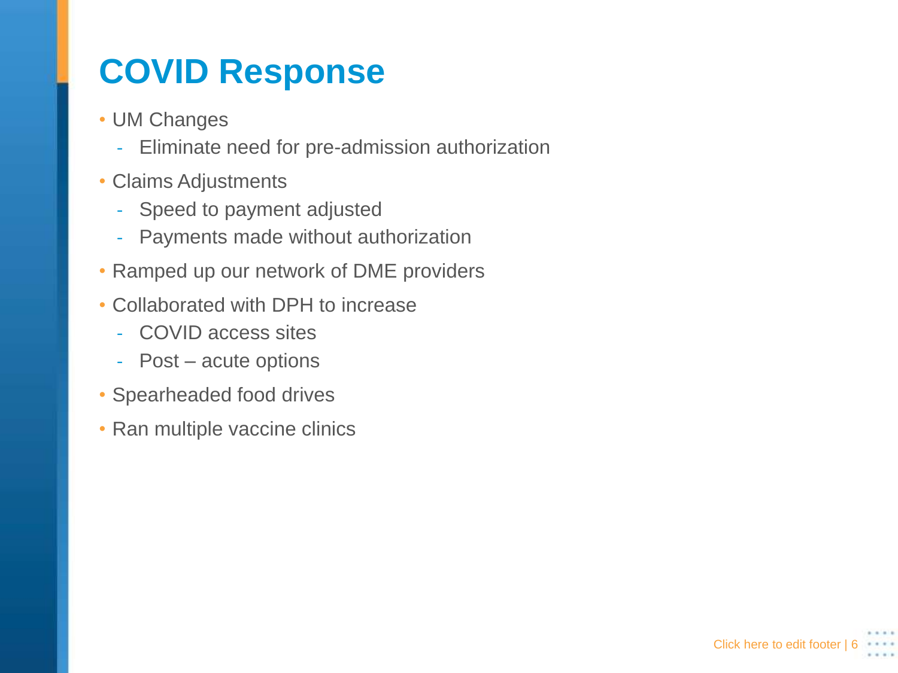# COVID Response

- UM Changes
  - Eliminate need for pre-admission authorization
- Claims Adjustments
  - Speed to payment adjusted
  - Payments made without authorization
- Ramped up our network of DME providers
- Collaborated with DPH to increase
  - COVID access sites
  - Post – acute options
- Spearheaded food drives
- Ran multiple vaccine clinics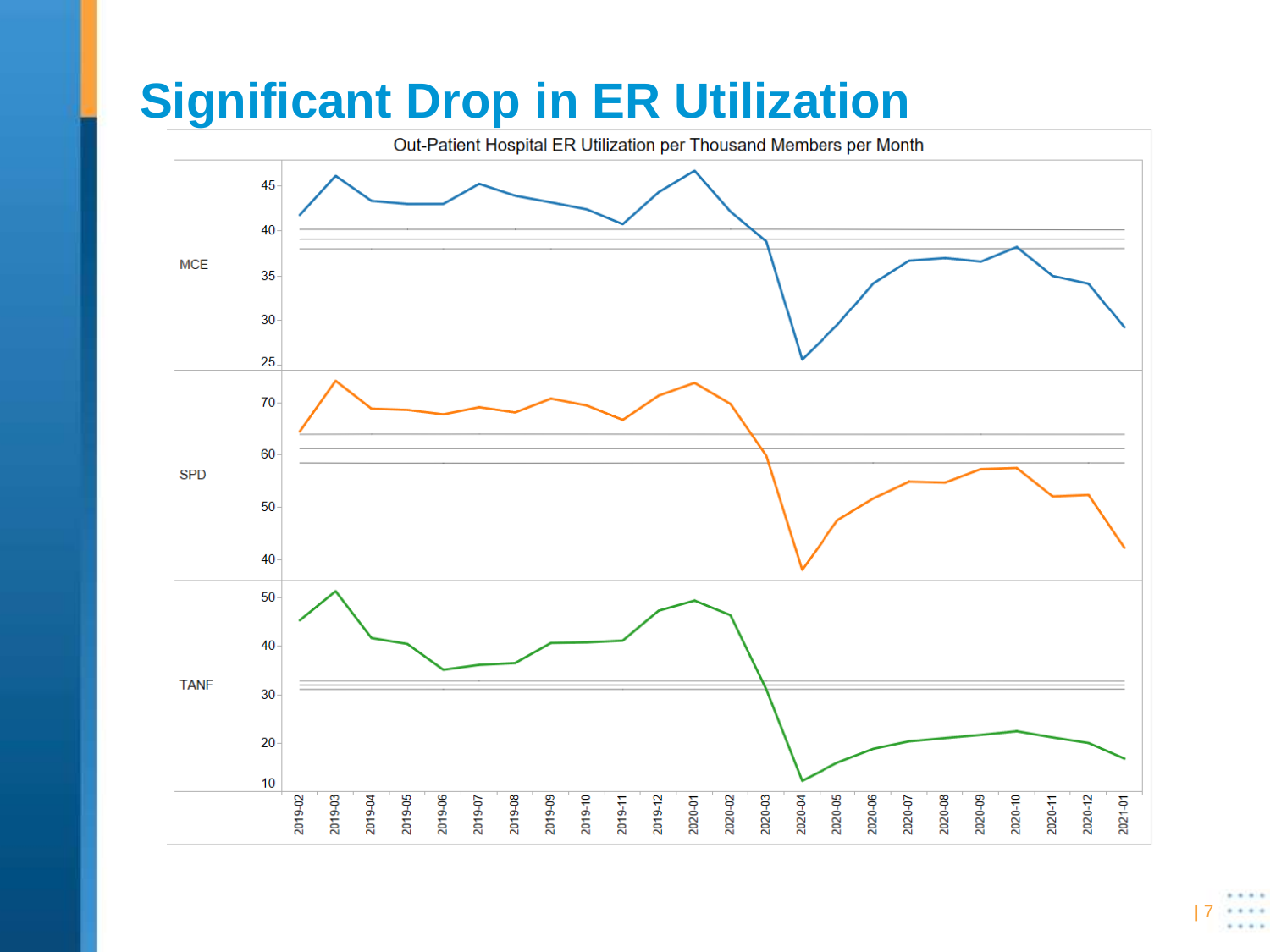# Significant Drop in ER Utilization

Out-Patient Hospital ER Utilization per Thousand Members per Month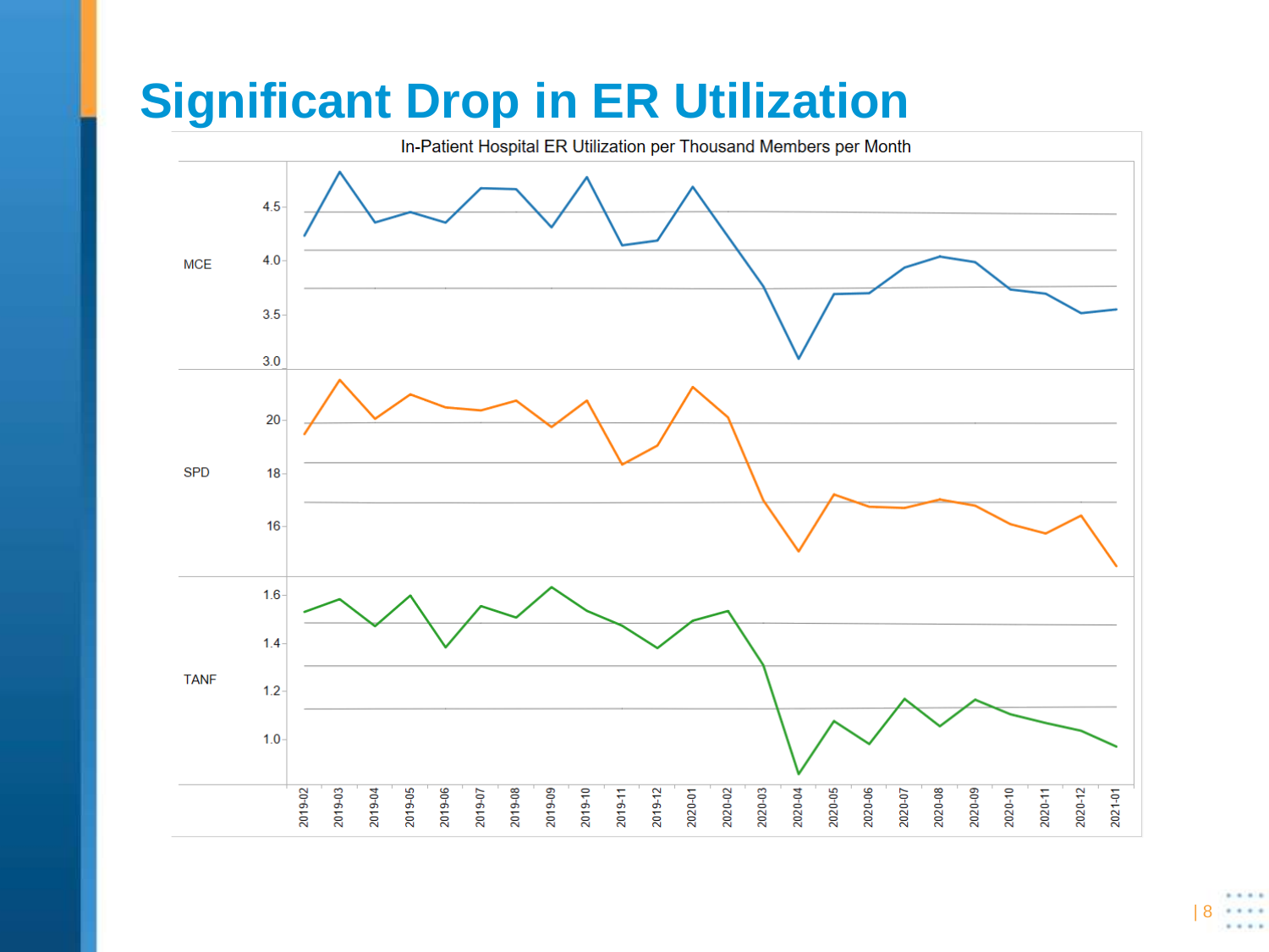# Significant Drop in ER Utilization

In-Patient Hospital ER Utilization per Thousand Members per Month

MCE

4.5
4.0
3.5
3.0

SPD

20
18
16

TANF

1.6
1.4
1.2
1.0

2019-02 2019-03 2019-04 2019-05 2019-06 2019-07 2019-08 2019-09 2019-10 2019-11 2019-12 2020-01 2020-02 2020-03 2020-04 2020-05 2020-06 2020-07 2020-08 2020-09 2020-10 2020-11 2020-12 2021-01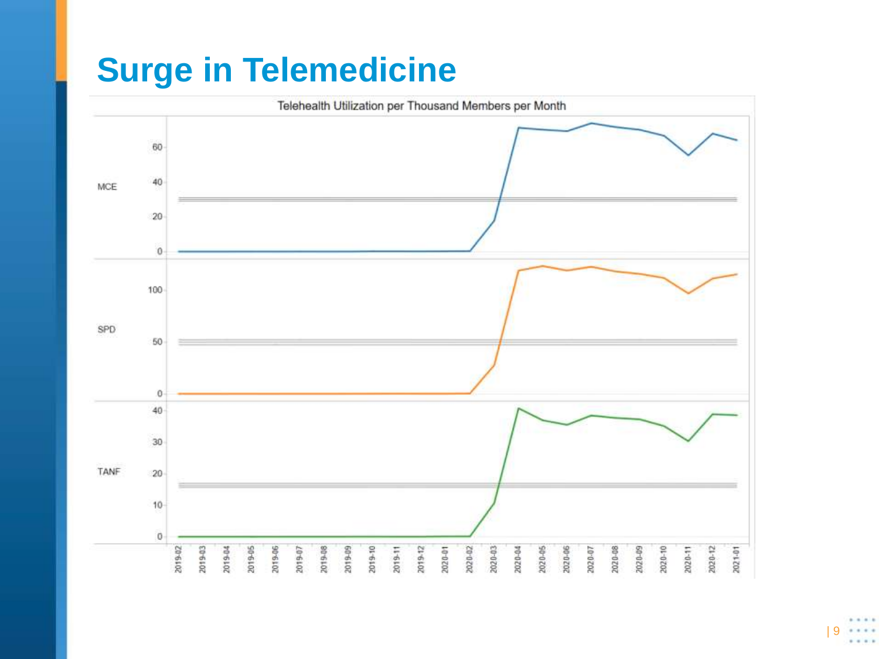# Surge in Telemedicine

Telehealth Utilization per Thousand Members per Month

MCE

SPD

TANF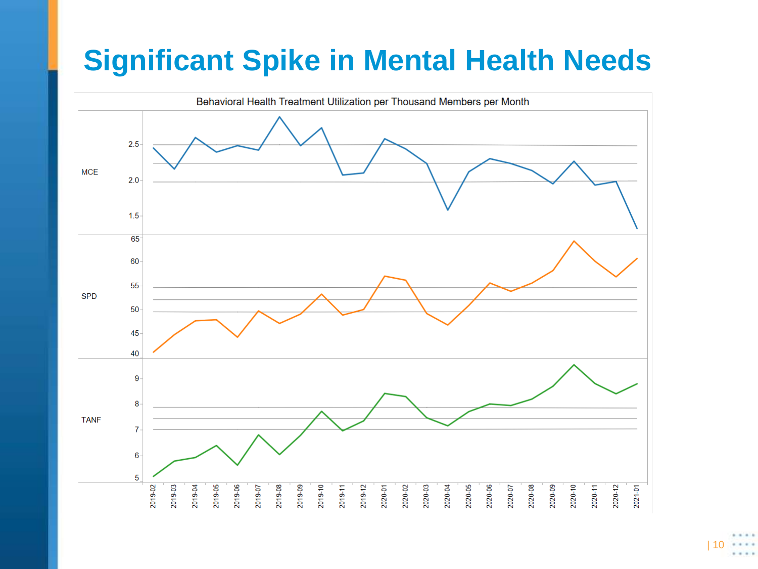# Significant Spike in Mental Health Needs

Behavioral Health Treatment Utilization per Thousand Members per Month

MCE

SPD

TANF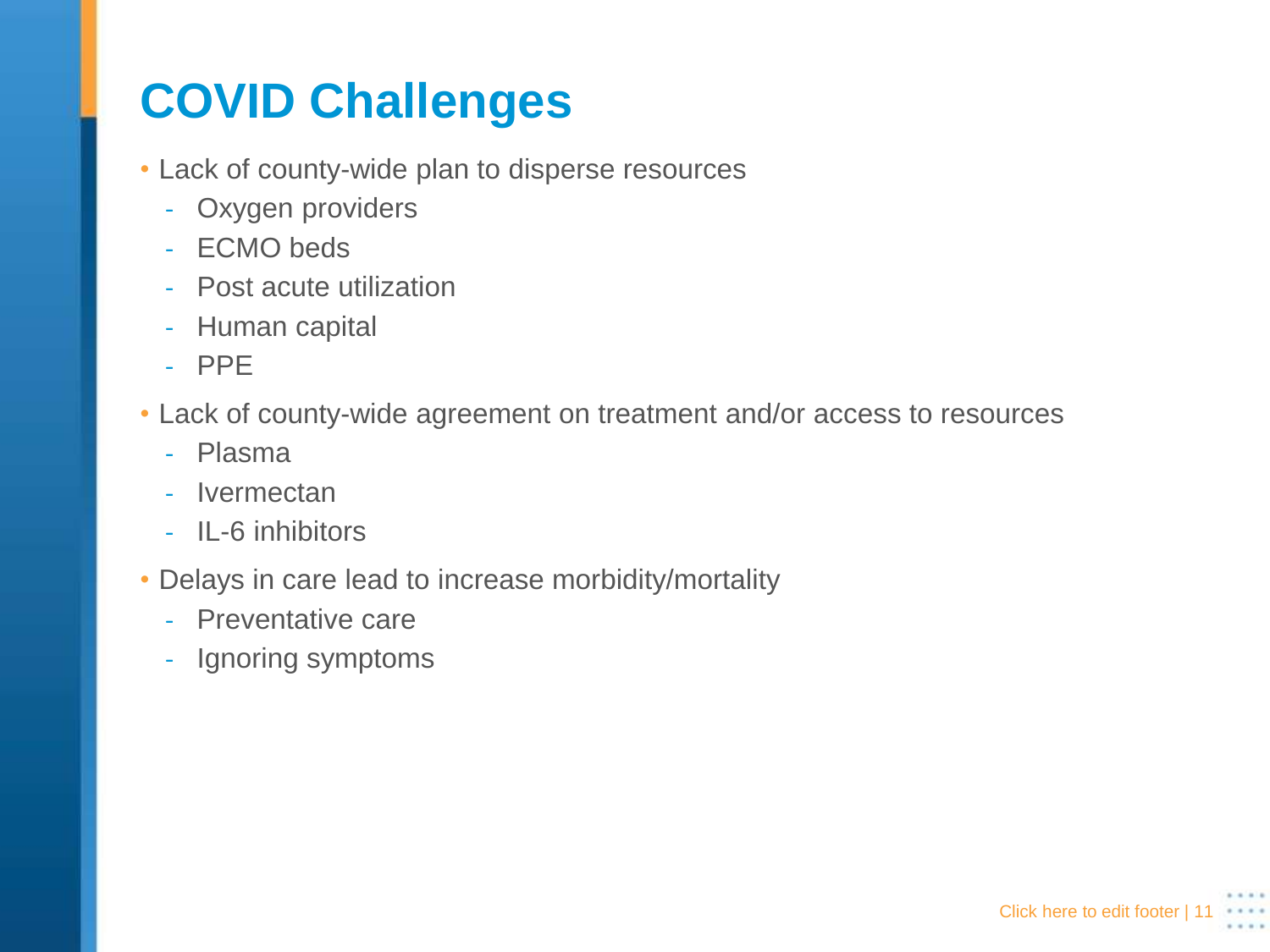# COVID Challenges

- Lack of county-wide plan to disperse resources
  - Oxygen providers
  - ECMO beds
  - Post acute utilization
  - Human capital
  - PPE
- Lack of county-wide agreement on treatment and/or access to resources
  - Plasma
  - Ivermectan
  - IL-6 inhibitors
- Delays in care lead to increase morbidity/mortality
  - Preventative care
  - Ignoring symptoms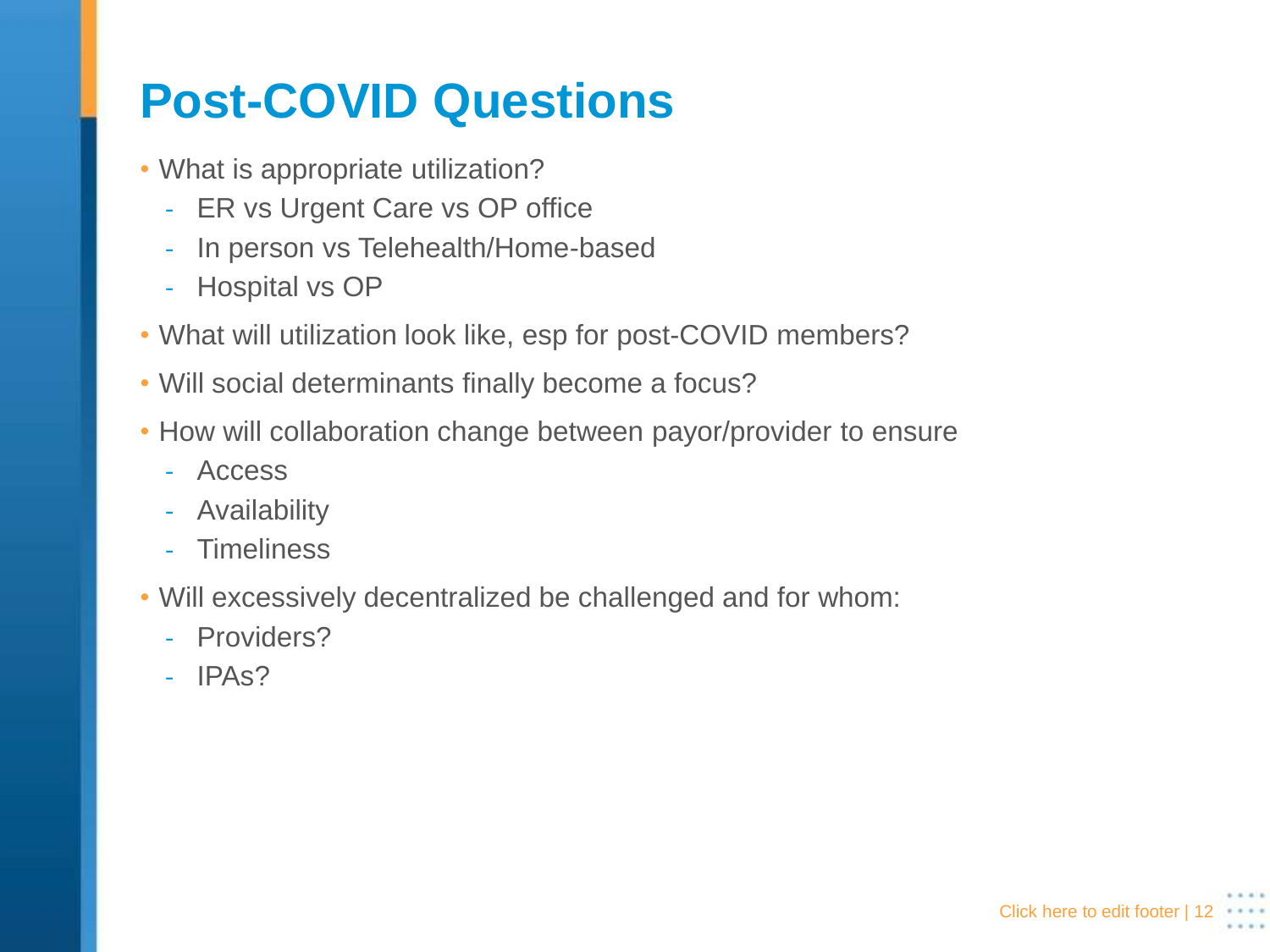# Post-COVID Questions

- What is appropriate utilization?
  - ER vs Urgent Care vs OP office
  - In person vs Telehealth/Home-based
  - Hospital vs OP
- What will utilization look like, esp for post-COVID members?
- Will social determinants finally become a focus?
- How will collaboration change between payor/provider to ensure
  - Access
  - Availability
  - Timeliness
- Will excessively decentralized be challenged and for whom:
  - Providers?
  - IPAs?